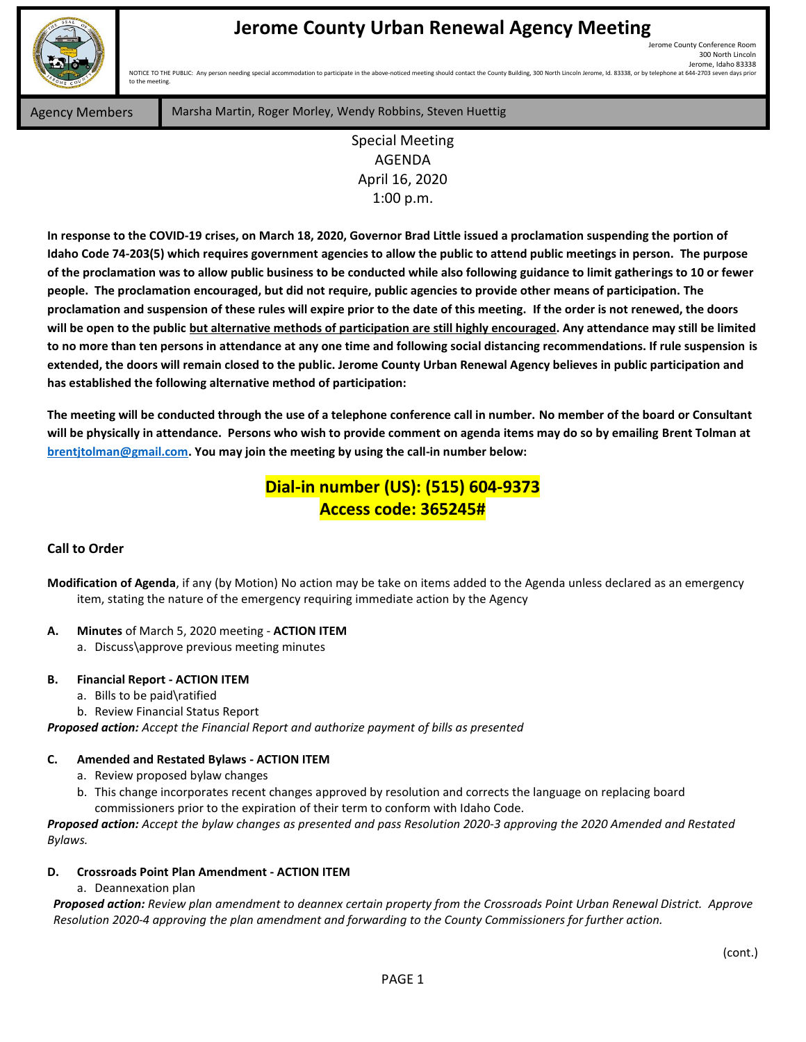# Jerome County Urban Renewal Agency Meeting

Jerome County Conference Room
300 North Lincoln
Jerome, Idaho 83338

NOTICE TO THE PUBLIC: Any person needing special accommodation to participate in the above-noticed meeting should contact the County Building, 300 North Lincoln Jerome, Id. 83338, or by telephone at 644-2703 seven days prior to the meeting.

| Agency Members | Marsha Martin, Roger Morley, Wendy Robbins, Steven Huettig |
|---|---|

Special Meeting
AGENDA
April 16, 2020
1:00 p.m.

**In response to the COVID-19 crises, on March 18, 2020, Governor Brad Little issued a proclamation suspending the portion of Idaho Code 74-203(5) which requires government agencies to allow the public to attend public meetings in person. The purpose of the proclamation was to allow public business to be conducted while also following guidance to limit gatherings to 10 or fewer people. The proclamation encouraged, but did not require, public agencies to provide other means of participation. The proclamation and suspension of these rules will expire prior to the date of this meeting. If the order is not renewed, the doors will be open to the public <u>but alternative methods of participation are still highly encouraged</u>. Any attendance may still be limited to no more than ten persons in attendance at any one time and following social distancing recommendations. If rule suspension is extended, the doors will remain closed to the public. Jerome County Urban Renewal Agency believes in public participation and has established the following alternative method of participation:**

**The meeting will be conducted through the use of a telephone conference call in number. No member of the board or Consultant will be physically in attendance. Persons who wish to provide comment on agenda items may do so by emailing Brent Tolman at brentjtolman@gmail.com. You may join the meeting by using the call-in number below:**

**Dial-in number (US): (515) 604-9373**
**Access code: 365245#**

**Call to Order**

**Modification of Agenda**, if any (by Motion) No action may be take on items added to the Agenda unless declared as an emergency item, stating the nature of the emergency requiring immediate action by the Agency

**A. Minutes** of March 5, 2020 meeting - **ACTION ITEM**
   a. Discuss\approve previous meeting minutes

**B. Financial Report - ACTION ITEM**
   a. Bills to be paid\ratified
   b. Review Financial Status Report

***Proposed action:*** *Accept the Financial Report and authorize payment of bills as presented*

**C. Amended and Restated Bylaws - ACTION ITEM**
   a. Review proposed bylaw changes
   b. This change incorporates recent changes approved by resolution and corrects the language on replacing board commissioners prior to the expiration of their term to conform with Idaho Code.

***Proposed action:*** *Accept the bylaw changes as presented and pass Resolution 2020-3 approving the 2020 Amended and Restated Bylaws.*

**D. Crossroads Point Plan Amendment - ACTION ITEM**
   a. Deannexation plan

***Proposed action:*** *Review plan amendment to deannex certain property from the Crossroads Point Urban Renewal District. Approve Resolution 2020-4 approving the plan amendment and forwarding to the County Commissioners for further action.*

(cont.)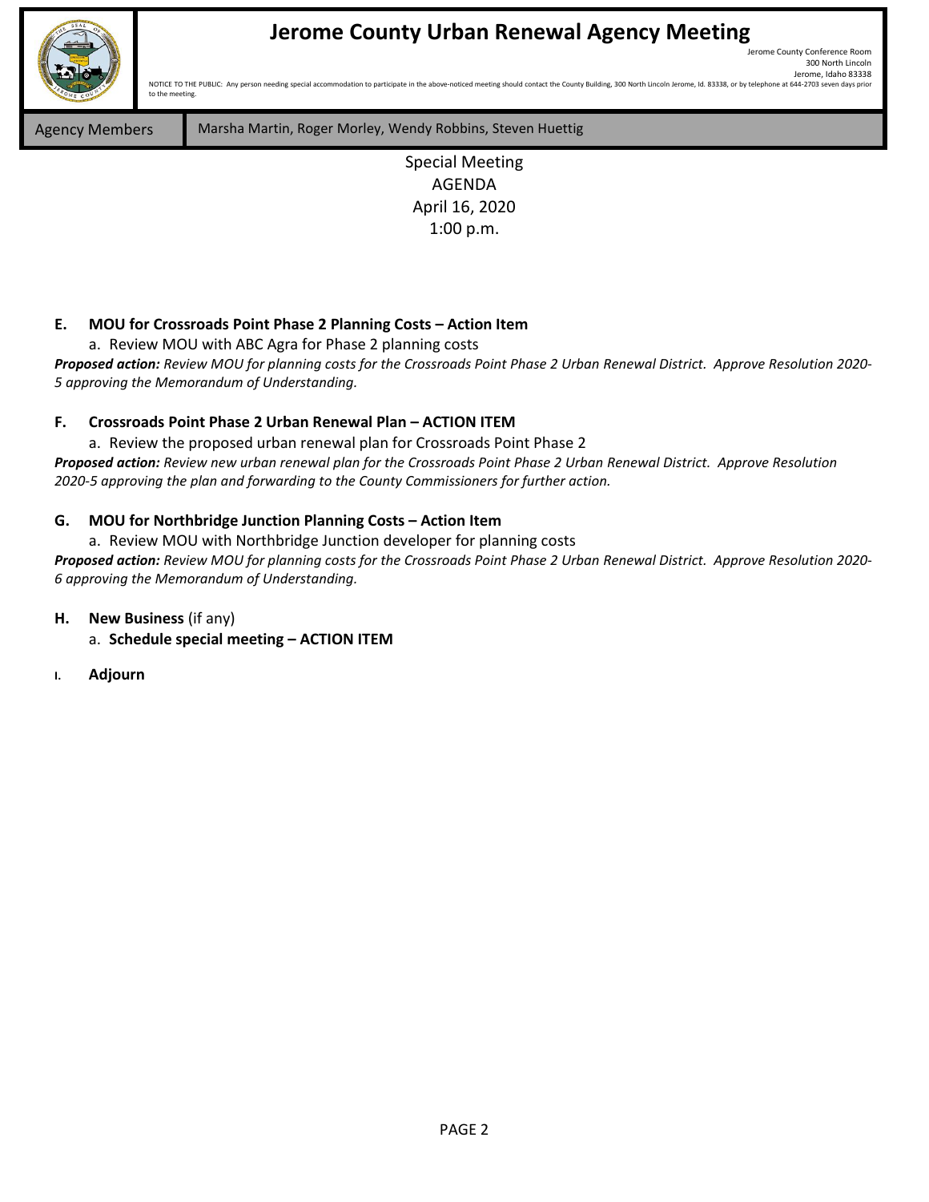# Jerome County Urban Renewal Agency Meeting

Jerome County Conference Room
300 North Lincoln
Jerome, Idaho 83338

NOTICE TO THE PUBLIC: Any person needing special accommodation to participate in the above-noticed meeting should contact the County Building, 300 North Lincoln Jerome, Id. 83338, or by telephone at 644-2703 seven days prior to the meeting.

| Agency Members | Marsha Martin, Roger Morley, Wendy Robbins, Steven Huettig |
|---|---|

Special Meeting
AGENDA
April 16, 2020
1:00 p.m.

**E. MOU for Crossroads Point Phase 2 Planning Costs – Action Item**

a. Review MOU with ABC Agra for Phase 2 planning costs

***Proposed action:*** *Review MOU for planning costs for the Crossroads Point Phase 2 Urban Renewal District. Approve Resolution 2020-5 approving the Memorandum of Understanding.*

**F. Crossroads Point Phase 2 Urban Renewal Plan – ACTION ITEM**

a. Review the proposed urban renewal plan for Crossroads Point Phase 2

***Proposed action:*** *Review new urban renewal plan for the Crossroads Point Phase 2 Urban Renewal District. Approve Resolution 2020-5 approving the plan and forwarding to the County Commissioners for further action.*

**G. MOU for Northbridge Junction Planning Costs – Action Item**

a. Review MOU with Northbridge Junction developer for planning costs

***Proposed action:*** *Review MOU for planning costs for the Crossroads Point Phase 2 Urban Renewal District. Approve Resolution 2020-6 approving the Memorandum of Understanding.*

**H. New Business** (if any)

a. **Schedule special meeting – ACTION ITEM**

**I. Adjourn**